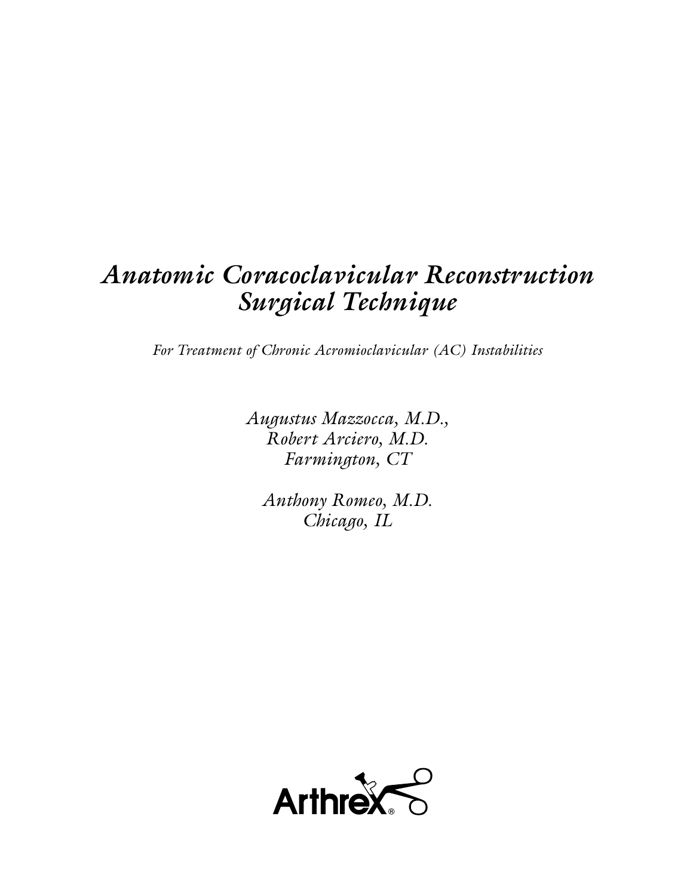# *Anatomic Coracoclavicular Reconstruction Surgical Technique*

*For Treatment of Chronic Acromioclavicular (AC) Instabilities*

*Augustus Mazzocca, M.D.,*
*Robert Arciero, M.D.*
*Farmington, CT*

*Anthony Romeo, M.D.*
*Chicago, IL*

Arthrex®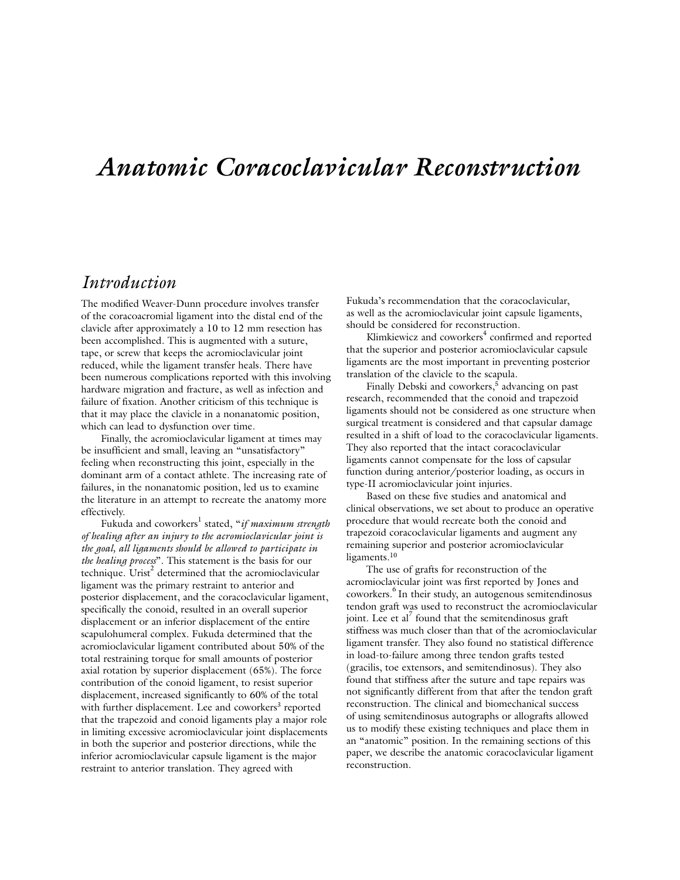# *Anatomic Coracoclavicular Reconstruction*

## *Introduction*

The modified Weaver-Dunn procedure involves transfer of the coracoacromial ligament into the distal end of the clavicle after approximately a 10 to 12 mm resection has been accomplished. This is augmented with a suture, tape, or screw that keeps the acromioclavicular joint reduced, while the ligament transfer heals. There have been numerous complications reported with this involving hardware migration and fracture, as well as infection and failure of fixation. Another criticism of this technique is that it may place the clavicle in a nonanatomic position, which can lead to dysfunction over time.

Finally, the acromioclavicular ligament at times may be insufficient and small, leaving an "unsatisfactory" feeling when reconstructing this joint, especially in the dominant arm of a contact athlete. The increasing rate of failures, in the nonanatomic position, led us to examine the literature in an attempt to recreate the anatomy more effectively.

Fukuda and coworkers[1] stated, "*if maximum strength of healing after an injury to the acromioclavicular joint is the goal, all ligaments should be allowed to participate in the healing process*". This statement is the basis for our technique. Urist[2] determined that the acromioclavicular ligament was the primary restraint to anterior and posterior displacement, and the coracoclavicular ligament, specifically the conoid, resulted in an overall superior displacement or an inferior displacement of the entire scapulohumeral complex. Fukuda determined that the acromioclavicular ligament contributed about 50% of the total restraining torque for small amounts of posterior axial rotation by superior displacement (65%). The force contribution of the conoid ligament, to resist superior displacement, increased significantly to 60% of the total with further displacement. Lee and coworkers[3] reported that the trapezoid and conoid ligaments play a major role in limiting excessive acromioclavicular joint displacements in both the superior and posterior directions, while the inferior acromioclavicular capsule ligament is the major restraint to anterior translation. They agreed with Fukuda's recommendation that the coracoclavicular, as well as the acromioclavicular joint capsule ligaments, should be considered for reconstruction.

Klimkiewicz and coworkers[4] confirmed and reported that the superior and posterior acromioclavicular capsule ligaments are the most important in preventing posterior translation of the clavicle to the scapula.

Finally Debski and coworkers,[5] advancing on past research, recommended that the conoid and trapezoid ligaments should not be considered as one structure when surgical treatment is considered and that capsular damage resulted in a shift of load to the coracoclavicular ligaments. They also reported that the intact coracoclavicular ligaments cannot compensate for the loss of capsular function during anterior/posterior loading, as occurs in type-II acromioclavicular joint injuries.

Based on these five studies and anatomical and clinical observations, we set about to produce an operative procedure that would recreate both the conoid and trapezoid coracoclavicular ligaments and augment any remaining superior and posterior acromioclavicular ligaments.[10]

The use of grafts for reconstruction of the acromioclavicular joint was first reported by Jones and coworkers.[6] In their study, an autogenous semitendinosus tendon graft was used to reconstruct the acromioclavicular joint. Lee et al[7] found that the semitendinosus graft stiffness was much closer than that of the acromioclavicular ligament transfer. They also found no statistical difference in load-to-failure among three tendon grafts tested (gracilis, toe extensors, and semitendinosus). They also found that stiffness after the suture and tape repairs was not significantly different from that after the tendon graft reconstruction. The clinical and biomechanical success of using semitendinosus autographs or allografts allowed us to modify these existing techniques and place them in an "anatomic" position. In the remaining sections of this paper, we describe the anatomic coracoclavicular ligament reconstruction.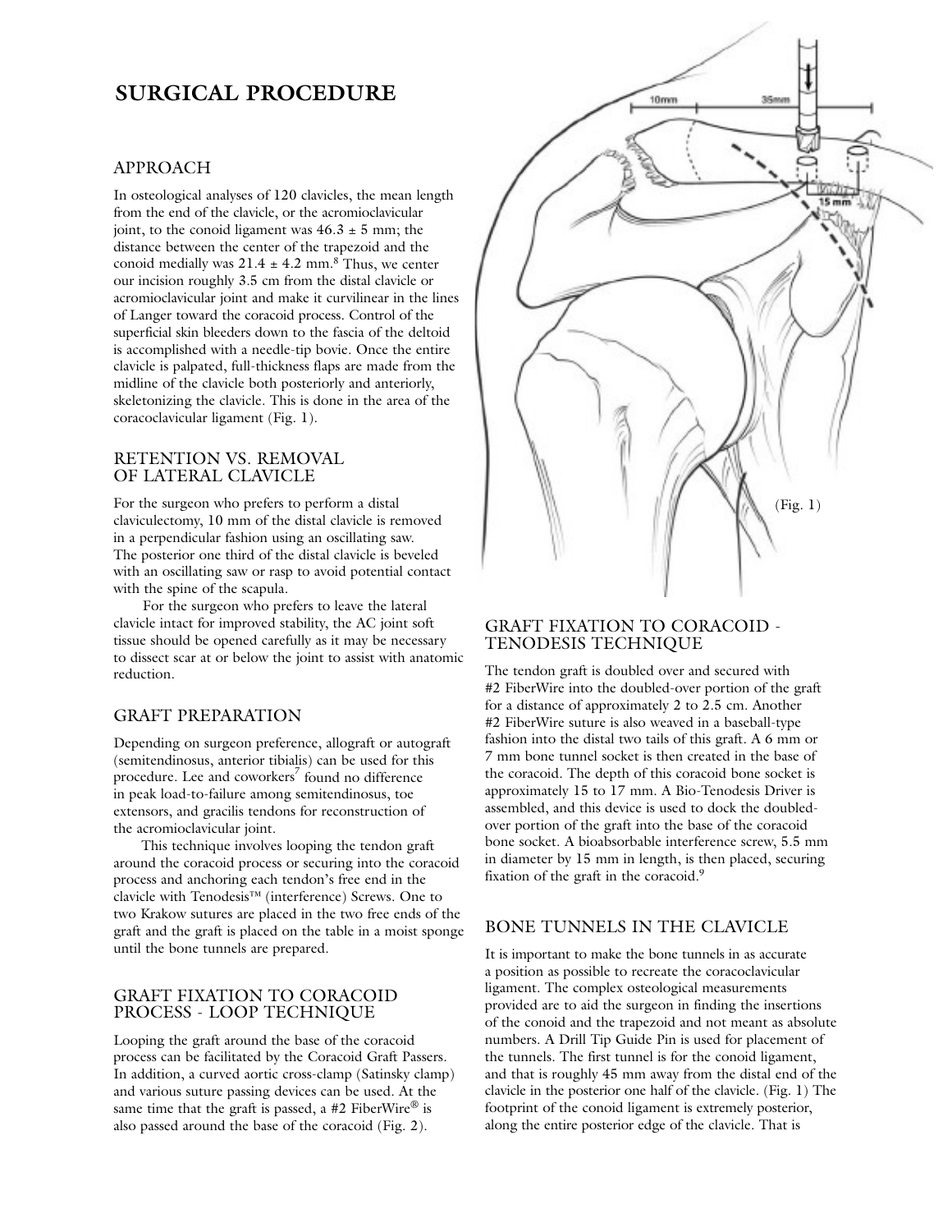# SURGICAL PROCEDURE

## APPROACH

In osteological analyses of 120 clavicles, the mean length from the end of the clavicle, or the acromioclavicular joint, to the conoid ligament was 46.3 ± 5 mm; the distance between the center of the trapezoid and the conoid medially was 21.4 ± 4.2 mm.[8] Thus, we center our incision roughly 3.5 cm from the distal clavicle or acromioclavicular joint and make it curvilinear in the lines of Langer toward the coracoid process. Control of the superficial skin bleeders down to the fascia of the deltoid is accomplished with a needle-tip bovie. Once the entire clavicle is palpated, full-thickness flaps are made from the midline of the clavicle both posteriorly and anteriorly, skeletonizing the clavicle. This is done in the area of the coracoclavicular ligament (Fig. 1).

## RETENTION VS. REMOVAL OF LATERAL CLAVICLE

For the surgeon who prefers to perform a distal claviculectomy, 10 mm of the distal clavicle is removed in a perpendicular fashion using an oscillating saw. The posterior one third of the distal clavicle is beveled with an oscillating saw or rasp to avoid potential contact with the spine of the scapula.

For the surgeon who prefers to leave the lateral clavicle intact for improved stability, the AC joint soft tissue should be opened carefully as it may be necessary to dissect scar at or below the joint to assist with anatomic reduction.

## GRAFT PREPARATION

Depending on surgeon preference, allograft or autograft (semitendinosus, anterior tibialis) can be used for this procedure. Lee and coworkers[7] found no difference in peak load-to-failure among semitendinosus, toe extensors, and gracilis tendons for reconstruction of the acromioclavicular joint.

This technique involves looping the tendon graft around the coracoid process or securing into the coracoid process and anchoring each tendon's free end in the clavicle with Tenodesis™ (interference) Screws. One to two Krakow sutures are placed in the two free ends of the graft and the graft is placed on the table in a moist sponge until the bone tunnels are prepared.

## GRAFT FIXATION TO CORACOID PROCESS - LOOP TECHNIQUE

Looping the graft around the base of the coracoid process can be facilitated by the Coracoid Graft Passers. In addition, a curved aortic cross-clamp (Satinsky clamp) and various suture passing devices can be used. At the same time that the graft is passed, a #2 FiberWire® is also passed around the base of the coracoid (Fig. 2).

(Fig. 1)

## GRAFT FIXATION TO CORACOID - TENODESIS TECHNIQUE

The tendon graft is doubled over and secured with #2 FiberWire into the doubled-over portion of the graft for a distance of approximately 2 to 2.5 cm. Another #2 FiberWire suture is also weaved in a baseball-type fashion into the distal two tails of this graft. A 6 mm or 7 mm bone tunnel socket is then created in the base of the coracoid. The depth of this coracoid bone socket is approximately 15 to 17 mm. A Bio-Tenodesis Driver is assembled, and this device is used to dock the doubled-over portion of the graft into the base of the coracoid bone socket. A bioabsorbable interference screw, 5.5 mm in diameter by 15 mm in length, is then placed, securing fixation of the graft in the coracoid.[9]

## BONE TUNNELS IN THE CLAVICLE

It is important to make the bone tunnels in as accurate a position as possible to recreate the coracoclavicular ligament. The complex osteological measurements provided are to aid the surgeon in finding the insertions of the conoid and the trapezoid and not meant as absolute numbers. A Drill Tip Guide Pin is used for placement of the tunnels. The first tunnel is for the conoid ligament, and that is roughly 45 mm away from the distal end of the clavicle in the posterior one half of the clavicle. (Fig. 1) The footprint of the conoid ligament is extremely posterior, along the entire posterior edge of the clavicle. That is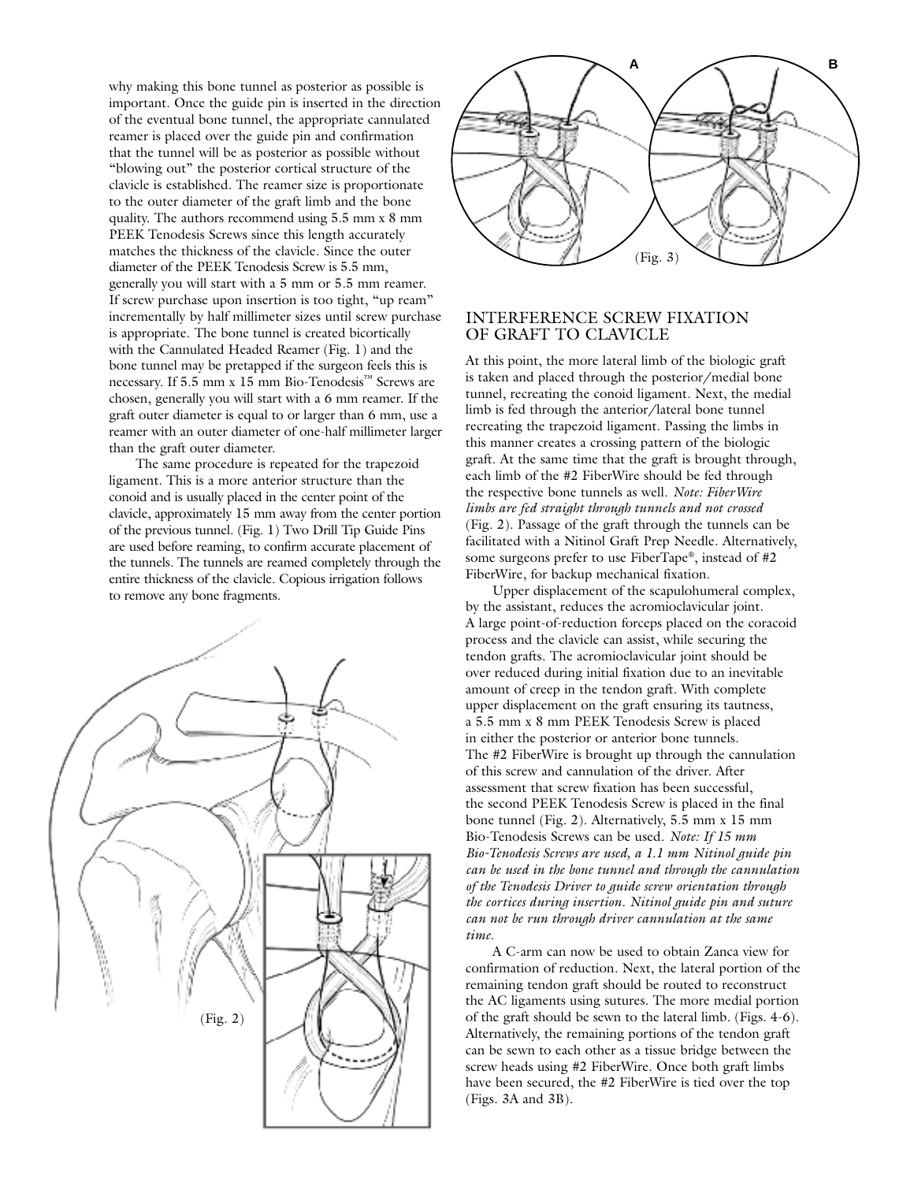why making this bone tunnel as posterior as possible is important. Once the guide pin is inserted in the direction of the eventual bone tunnel, the appropriate cannulated reamer is placed over the guide pin and confirmation that the tunnel will be as posterior as possible without "blowing out" the posterior cortical structure of the clavicle is established. The reamer size is proportionate to the outer diameter of the graft limb and the bone quality. The authors recommend using 5.5 mm x 8 mm PEEK Tenodesis Screws since this length accurately matches the thickness of the clavicle. Since the outer diameter of the PEEK Tenodesis Screw is 5.5 mm, generally you will start with a 5 mm or 5.5 mm reamer. If screw purchase upon insertion is too tight, "up ream" incrementally by half millimeter sizes until screw purchase is appropriate. The bone tunnel is created bicortically with the Cannulated Headed Reamer (Fig. 1) and the bone tunnel may be pretapped if the surgeon feels this is necessary. If 5.5 mm x 15 mm Bio-Tenodesis™ Screws are chosen, generally you will start with a 6 mm reamer. If the graft outer diameter is equal to or larger than 6 mm, use a reamer with an outer diameter of one-half millimeter larger than the graft outer diameter.

The same procedure is repeated for the trapezoid ligament. This is a more anterior structure than the conoid and is usually placed in the center point of the clavicle, approximately 15 mm away from the center portion of the previous tunnel. (Fig. 1) Two Drill Tip Guide Pins are used before reaming, to confirm accurate placement of the tunnels. The tunnels are reamed completely through the entire thickness of the clavicle. Copious irrigation follows to remove any bone fragments.

(Fig. 2)

(Fig. 3)

## INTERFERENCE SCREW FIXATION OF GRAFT TO CLAVICLE

At this point, the more lateral limb of the biologic graft is taken and placed through the posterior/medial bone tunnel, recreating the conoid ligament. Next, the medial limb is fed through the anterior/lateral bone tunnel recreating the trapezoid ligament. Passing the limbs in this manner creates a crossing pattern of the biologic graft. At the same time that the graft is brought through, each limb of the #2 FiberWire should be fed through the respective bone tunnels as well. *Note: FiberWire limbs are fed straight through tunnels and not crossed* (Fig. 2). Passage of the graft through the tunnels can be facilitated with a Nitinol Graft Prep Needle. Alternatively, some surgeons prefer to use FiberTape®, instead of #2 FiberWire, for backup mechanical fixation.

Upper displacement of the scapulohumeral complex, by the assistant, reduces the acromioclavicular joint. A large point-of-reduction forceps placed on the coracoid process and the clavicle can assist, while securing the tendon grafts. The acromioclavicular joint should be over reduced during initial fixation due to an inevitable amount of creep in the tendon graft. With complete upper displacement on the graft ensuring its tautness, a 5.5 mm x 8 mm PEEK Tenodesis Screw is placed in either the posterior or anterior bone tunnels. The #2 FiberWire is brought up through the cannulation of this screw and cannulation of the driver. After assessment that screw fixation has been successful, the second PEEK Tenodesis Screw is placed in the final bone tunnel (Fig. 2). Alternatively, 5.5 mm x 15 mm Bio-Tenodesis Screws can be used. *Note: If 15 mm Bio-Tenodesis Screws are used, a 1.1 mm Nitinol guide pin can be used in the bone tunnel and through the cannulation of the Tenodesis Driver to guide screw orientation through the cortices during insertion. Nitinol guide pin and suture can not be run through driver cannulation at the same time.*

A C-arm can now be used to obtain Zanca view for confirmation of reduction. Next, the lateral portion of the remaining tendon graft should be routed to reconstruct the AC ligaments using sutures. The more medial portion of the graft should be sewn to the lateral limb. (Figs. 4-6). Alternatively, the remaining portions of the tendon graft can be sewn to each other as a tissue bridge between the screw heads using #2 FiberWire. Once both graft limbs have been secured, the #2 FiberWire is tied over the top (Figs. 3A and 3B).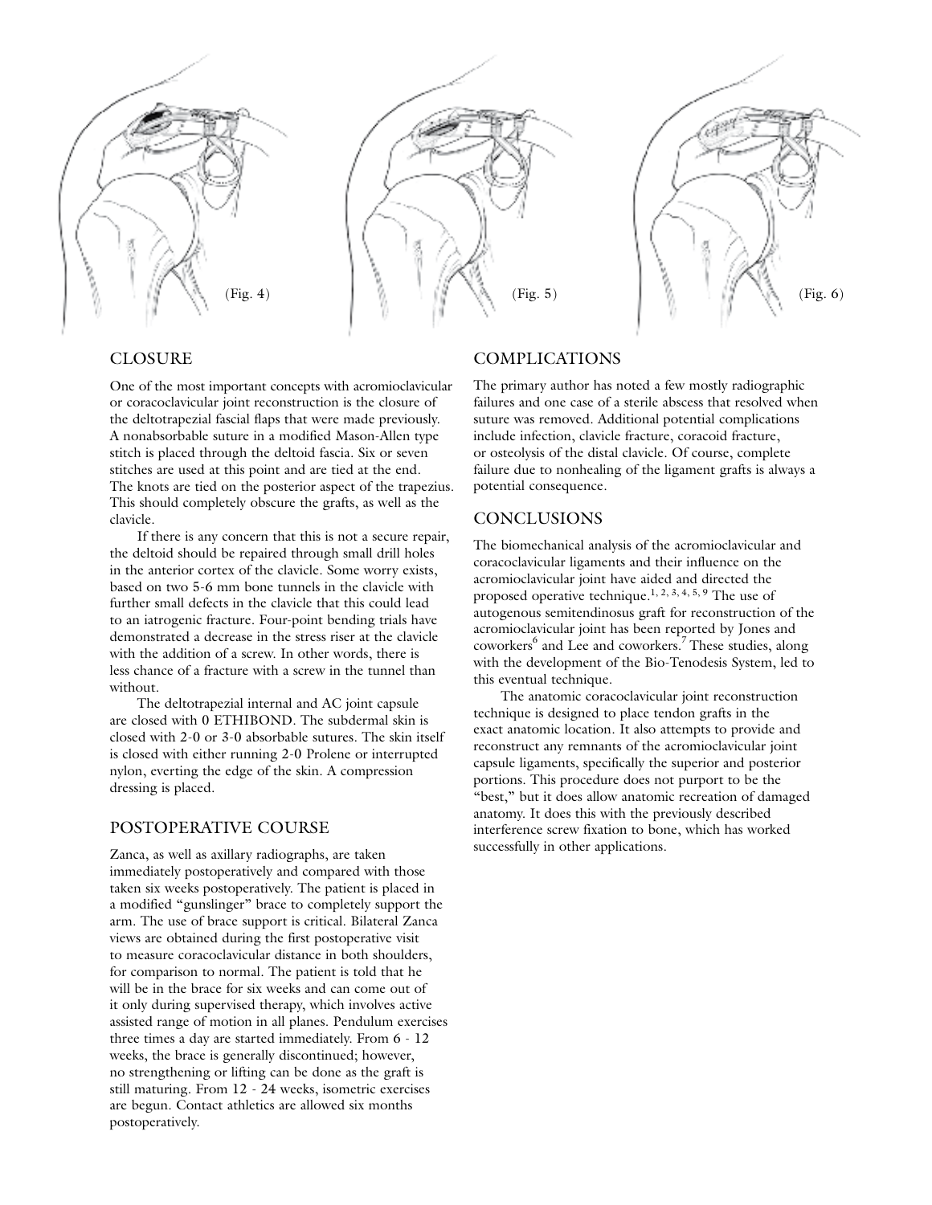(Fig. 4) (Fig. 5) (Fig. 6)

## CLOSURE

One of the most important concepts with acromioclavicular or coracoclavicular joint reconstruction is the closure of the deltotrapezial fascial flaps that were made previously. A nonabsorbable suture in a modified Mason-Allen type stitch is placed through the deltoid fascia. Six or seven stitches are used at this point and are tied at the end. The knots are tied on the posterior aspect of the trapezius. This should completely obscure the grafts, as well as the clavicle.

If there is any concern that this is not a secure repair, the deltoid should be repaired through small drill holes in the anterior cortex of the clavicle. Some worry exists, based on two 5-6 mm bone tunnels in the clavicle with further small defects in the clavicle that this could lead to an iatrogenic fracture. Four-point bending trials have demonstrated a decrease in the stress riser at the clavicle with the addition of a screw. In other words, there is less chance of a fracture with a screw in the tunnel than without.

The deltotrapezial internal and AC joint capsule are closed with 0 ETHIBOND. The subdermal skin is closed with 2-0 or 3-0 absorbable sutures. The skin itself is closed with either running 2-0 Prolene or interrupted nylon, everting the edge of the skin. A compression dressing is placed.

## POSTOPERATIVE COURSE

Zanca, as well as axillary radiographs, are taken immediately postoperatively and compared with those taken six weeks postoperatively. The patient is placed in a modified "gunslinger" brace to completely support the arm. The use of brace support is critical. Bilateral Zanca views are obtained during the first postoperative visit to measure coracoclavicular distance in both shoulders, for comparison to normal. The patient is told that he will be in the brace for six weeks and can come out of it only during supervised therapy, which involves active assisted range of motion in all planes. Pendulum exercises three times a day are started immediately. From 6 - 12 weeks, the brace is generally discontinued; however, no strengthening or lifting can be done as the graft is still maturing. From 12 - 24 weeks, isometric exercises are begun. Contact athletics are allowed six months postoperatively.

## COMPLICATIONS

The primary author has noted a few mostly radiographic failures and one case of a sterile abscess that resolved when suture was removed. Additional potential complications include infection, clavicle fracture, coracoid fracture, or osteolysis of the distal clavicle. Of course, complete failure due to nonhealing of the ligament grafts is always a potential consequence.

## CONCLUSIONS

The biomechanical analysis of the acromioclavicular and coracoclavicular ligaments and their influence on the acromioclavicular joint have aided and directed the proposed operative technique.[1, 2, 3, 4, 5, 9] The use of autogenous semitendinosus graft for reconstruction of the acromioclavicular joint has been reported by Jones and coworkers[6] and Lee and coworkers.[7] These studies, along with the development of the Bio-Tenodesis System, led to this eventual technique.

The anatomic coracoclavicular joint reconstruction technique is designed to place tendon grafts in the exact anatomic location. It also attempts to provide and reconstruct any remnants of the acromioclavicular joint capsule ligaments, specifically the superior and posterior portions. This procedure does not purport to be the "best," but it does allow anatomic recreation of damaged anatomy. It does this with the previously described interference screw fixation to bone, which has worked successfully in other applications.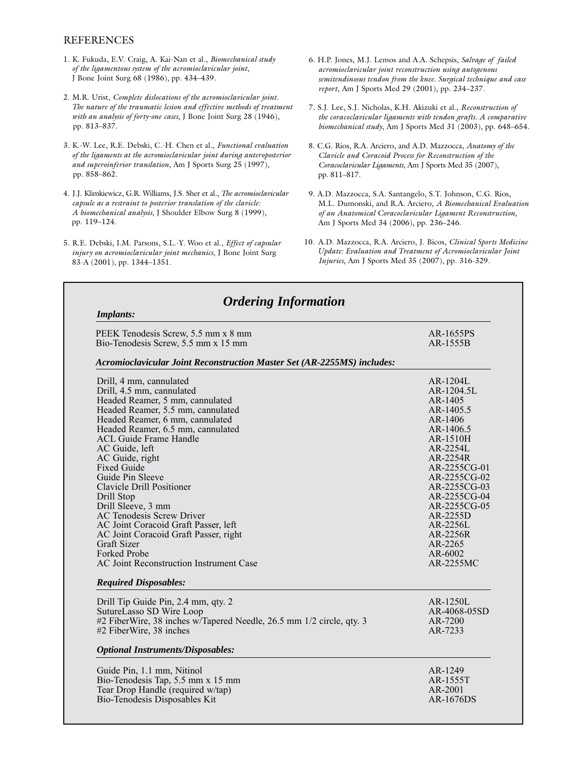## REFERENCES

1. K. Fukuda, E.V. Craig, A. Kai-Nan et al., *Biomechanical study of the ligamentous system of the acromioclavicular joint*, J Bone Joint Surg 68 (1986), pp. 434–439.

2. M.R. Urist, *Complete dislocations of the acromioclavicular joint. The nature of the traumatic lesion and effective methods of treatment with an analysis of forty-one cases*, J Bone Joint Surg 28 (1946), pp. 813–837.

3. K.-W. Lee, R.E. Debski, C.-H. Chen et al., *Functional evaluation of the ligaments at the acromioclavicular joint during anteroposterior and superoinferior translation*, Am J Sports Surg 25 (1997), pp. 858–862.

4. J.J. Klimkiewicz, G.R. Williams, J.S. Sher et al., *The acromioclavicular capsule as a restraint to posterior translation of the clavicle: A biomechanical analysis*, J Shoulder Elbow Surg 8 (1999), pp. 119–124.

5. R.E. Debski, I.M. Parsons, S.L.-Y. Woo et al., *Effect of capsular injury on acromioclavicular joint mechanics*, J Bone Joint Surg 83-A (2001), pp. 1344–1351.

6. H.P. Jones, M.J. Lemos and A.A. Schepsis, *Salvage of failed acromioclavicular joint reconstruction using autogenous semitendinosus tendon from the knee. Surgical technique and case report*, Am J Sports Med 29 (2001), pp. 234–237.

7. S.J. Lee, S.J. Nicholas, K.H. Akizuki et al., *Reconstruction of the coracoclavicular ligaments with tendon grafts. A comparative biomechanical study*, Am J Sports Med 31 (2003), pp. 648–654.

8. C.G. Rios, R.A. Arciero, and A.D. Mazzocca, *Anatomy of the Clavicle and Coracoid Process for Reconstruction of the Coracoclavicular Ligaments*, Am J Sports Med 35 (2007), pp. 811–817.

9. A.D. Mazzocca, S.A. Santangelo, S.T. Johnson, C.G. Rios, M.L. Dumonski, and R.A. Arciero, *A Biomechanical Evaluation of an Anatomical Coracoclavicular Ligament Reconstruction*, Am J Sports Med 34 (2006), pp. 236–246.

10. A.D. Mazzocca, R.A. Arciero, J. Bicos, *Clinical Sports Medicine Update: Evaluation and Treatment of Acromioclavicular Joint Injuries*, Am J Sports Med 35 (2007), pp. 316-329.

## *Ordering Information*

***Implants:***

| | |
|---|---|
| PEEK Tenodesis Screw, 5.5 mm x 8 mm | AR-1655PS |
| Bio-Tenodesis Screw, 5.5 mm x 15 mm | AR-1555B |

***Acromioclavicular Joint Reconstruction Master Set (AR-2255MS) includes:***

| | |
|---|---|
| Drill, 4 mm, cannulated | AR-1204L |
| Drill, 4.5 mm, cannulated | AR-1204.5L |
| Headed Reamer, 5 mm, cannulated | AR-1405 |
| Headed Reamer, 5.5 mm, cannulated | AR-1405.5 |
| Headed Reamer, 6 mm, cannulated | AR-1406 |
| Headed Reamer, 6.5 mm, cannulated | AR-1406.5 |
| ACL Guide Frame Handle | AR-1510H |
| AC Guide, left | AR-2254L |
| AC Guide, right | AR-2254R |
| Fixed Guide | AR-2255CG-01 |
| Guide Pin Sleeve | AR-2255CG-02 |
| Clavicle Drill Positioner | AR-2255CG-03 |
| Drill Stop | AR-2255CG-04 |
| Drill Sleeve, 3 mm | AR-2255CG-05 |
| AC Tenodesis Screw Driver | AR-2255D |
| AC Joint Coracoid Graft Passer, left | AR-2256L |
| AC Joint Coracoid Graft Passer, right | AR-2256R |
| Graft Sizer | AR-2265 |
| Forked Probe | AR-6002 |
| AC Joint Reconstruction Instrument Case | AR-2255MC |

***Required Disposables:***

| | |
|---|---|
| Drill Tip Guide Pin, 2.4 mm, qty. 2 | AR-1250L |
| SutureLasso SD Wire Loop | AR-4068-05SD |
| #2 FiberWire, 38 inches w/Tapered Needle, 26.5 mm 1/2 circle, qty. 3 | AR-7200 |
| #2 FiberWire, 38 inches | AR-7233 |

***Optional Instruments/Disposables:***

| | |
|---|---|
| Guide Pin, 1.1 mm, Nitinol | AR-1249 |
| Bio-Tenodesis Tap, 5.5 mm x 15 mm | AR-1555T |
| Tear Drop Handle (required w/tap) | AR-2001 |
| Bio-Tenodesis Disposables Kit | AR-1676DS |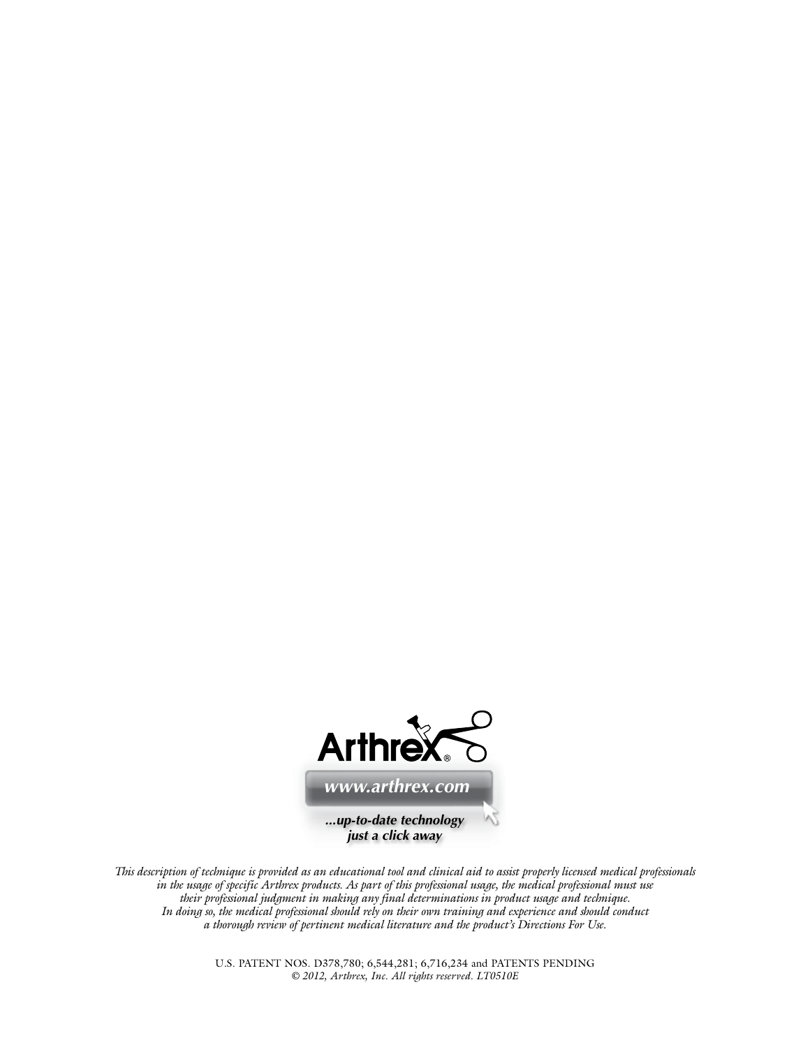Arthrex®

www.arthrex.com

...up-to-date technology
just a click away

*This description of technique is provided as an educational tool and clinical aid to assist properly licensed medical professionals in the usage of specific Arthrex products. As part of this professional usage, the medical professional must use their professional judgment in making any final determinations in product usage and technique. In doing so, the medical professional should rely on their own training and experience and should conduct a thorough review of pertinent medical literature and the product's Directions For Use.*

U.S. PATENT NOS. D378,780; 6,544,281; 6,716,234 and PATENTS PENDING

*© 2012, Arthrex, Inc. All rights reserved. LT0510E*